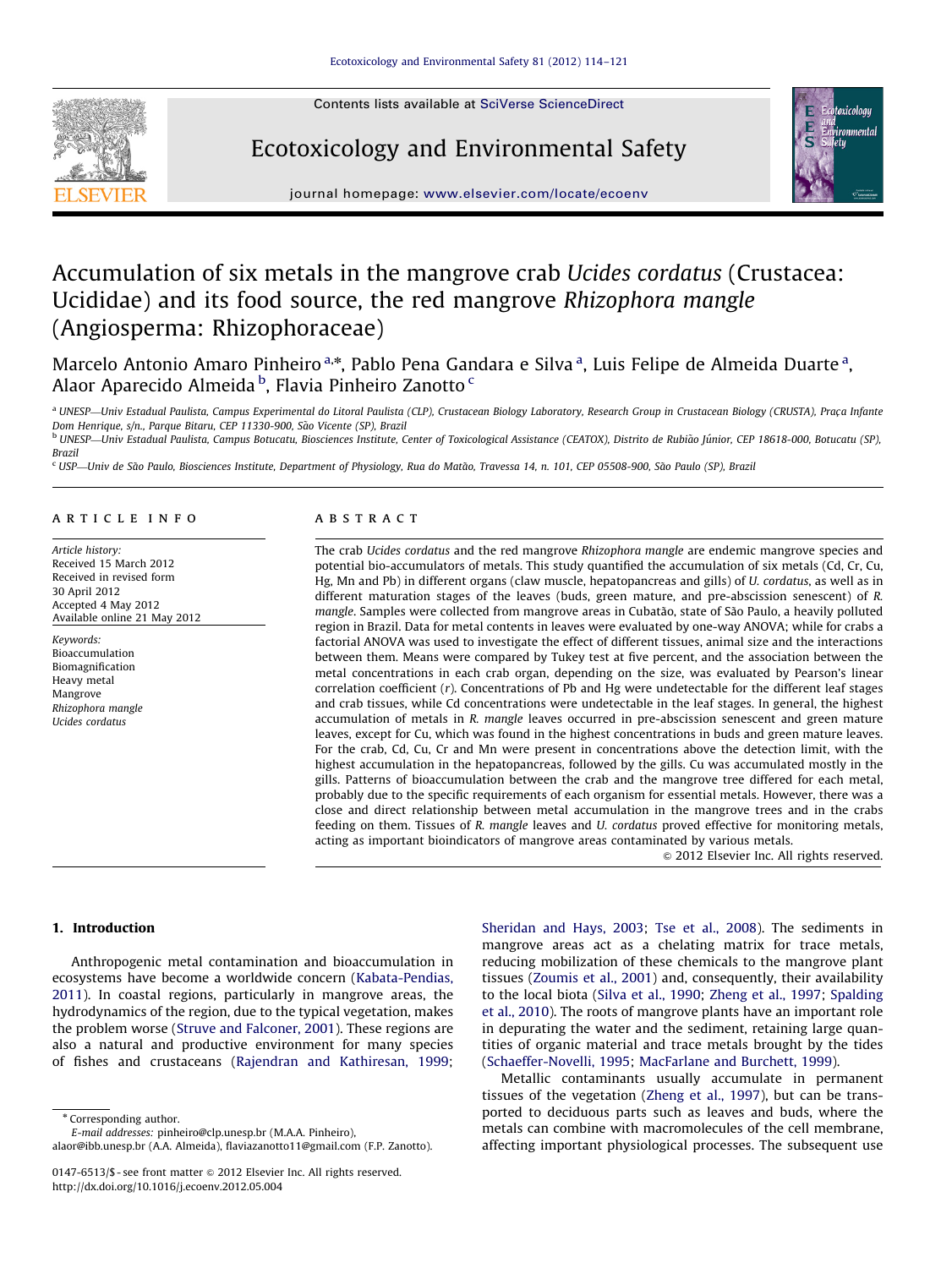# Accumulation of six metals in the mangrove crab *Ucides cordatus* (Crustacea: Ucididae) and its food source, the red mangrove *Rhizophora mangle* (Angiosperma: Rhizophoraceae)

Marcelo Antonio Amaro Pinheiro[a,*], Pablo Pena Gandara e Silva[a], Luis Felipe de Almeida Duarte[a], Alaor Aparecido Almeida[b], Flavia Pinheiro Zanotto[c]

[a] UNESP—Univ Estadual Paulista, Campus Experimental do Litoral Paulista (CLP), Crustacean Biology Laboratory, Research Group in Crustacean Biology (CRUSTA), Praça Infante Dom Henrique, s/n., Parque Bitaru, CEP 11330-900, São Vicente (SP), Brazil

[b] UNESP—Univ Estadual Paulista, Campus Botucatu, Biosciences Institute, Center of Toxicological Assistance (CEATOX), Distrito de Rubião Júnior, CEP 18618-000, Botucatu (SP), Brazil

[c] USP—Univ de São Paulo, Biosciences Institute, Department of Physiology, Rua do Matão, Travessa 14, n. 101, CEP 05508-900, São Paulo (SP), Brazil

## ARTICLE INFO

*Article history:*
Received 15 March 2012
Received in revised form
30 April 2012
Accepted 4 May 2012
Available online 21 May 2012

*Keywords:*
Bioaccumulation
Biomagnification
Heavy metal
Mangrove
*Rhizophora mangle*
*Ucides cordatus*

## ABSTRACT

The crab *Ucides cordatus* and the red mangrove *Rhizophora mangle* are endemic mangrove species and potential bio-accumulators of metals. This study quantified the accumulation of six metals (Cd, Cr, Cu, Hg, Mn and Pb) in different organs (claw muscle, hepatopancreas and gills) of *U. cordatus*, as well as in different maturation stages of the leaves (buds, green mature, and pre-abscission senescent) of *R. mangle*. Samples were collected from mangrove areas in Cubatão, state of São Paulo, a heavily polluted region in Brazil. Data for metal contents in leaves were evaluated by one-way ANOVA; while for crabs a factorial ANOVA was used to investigate the effect of different tissues, animal size and the interactions between them. Means were compared by Tukey test at five percent, and the association between the metal concentrations in each crab organ, depending on the size, was evaluated by Pearson's linear correlation coefficient (*r*). Concentrations of Pb and Hg were undetectable for the different leaf stages and crab tissues, while Cd concentrations were undetectable in the leaf stages. In general, the highest accumulation of metals in *R. mangle* leaves occurred in pre-abscission senescent and green mature leaves, except for Cu, which was found in the highest concentrations in buds and green mature leaves. For the crab, Cd, Cu, Cr and Mn were present in concentrations above the detection limit, with the highest accumulation in the hepatopancreas, followed by the gills. Cu was accumulated mostly in the gills. Patterns of bioaccumulation between the crab and the mangrove tree differed for each metal, probably due to the specific requirements of each organism for essential metals. However, there was a close and direct relationship between metal accumulation in the mangrove trees and in the crabs feeding on them. Tissues of *R. mangle* leaves and *U. cordatus* proved effective for monitoring metals, acting as important bioindicators of mangrove areas contaminated by various metals.

© 2012 Elsevier Inc. All rights reserved.

## 1. Introduction

Anthropogenic metal contamination and bioaccumulation in ecosystems have become a worldwide concern (Kabata-Pendias, 2011). In coastal regions, particularly in mangrove areas, the hydrodynamics of the region, due to the typical vegetation, makes the problem worse (Struve and Falconer, 2001). These regions are also a natural and productive environment for many species of fishes and crustaceans (Rajendran and Kathiresan, 1999; Sheridan and Hays, 2003; Tse et al., 2008). The sediments in mangrove areas act as a chelating matrix for trace metals, reducing mobilization of these chemicals to the mangrove plant tissues (Zoumis et al., 2001) and, consequently, their availability to the local biota (Silva et al., 1990; Zheng et al., 1997; Spalding et al., 2010). The roots of mangrove plants have an important role in depurating the water and the sediment, retaining large quantities of organic material and trace metals brought by the tides (Schaeffer-Novelli, 1995; MacFarlane and Burchett, 1999).

Metallic contaminants usually accumulate in permanent tissues of the vegetation (Zheng et al., 1997), but can be transported to deciduous parts such as leaves and buds, where the metals can combine with macromolecules of the cell membrane, affecting important physiological processes. The subsequent use

---

\* Corresponding author.
*E-mail addresses:* pinheiro@clp.unesp.br (M.A.A. Pinheiro), alaor@ibb.unesp.br (A.A. Almeida), flaviazanotto11@gmail.com (F.P. Zanotto).

0147-6513/$ - see front matter © 2012 Elsevier Inc. All rights reserved.
http://dx.doi.org/10.1016/j.ecoenv.2012.05.004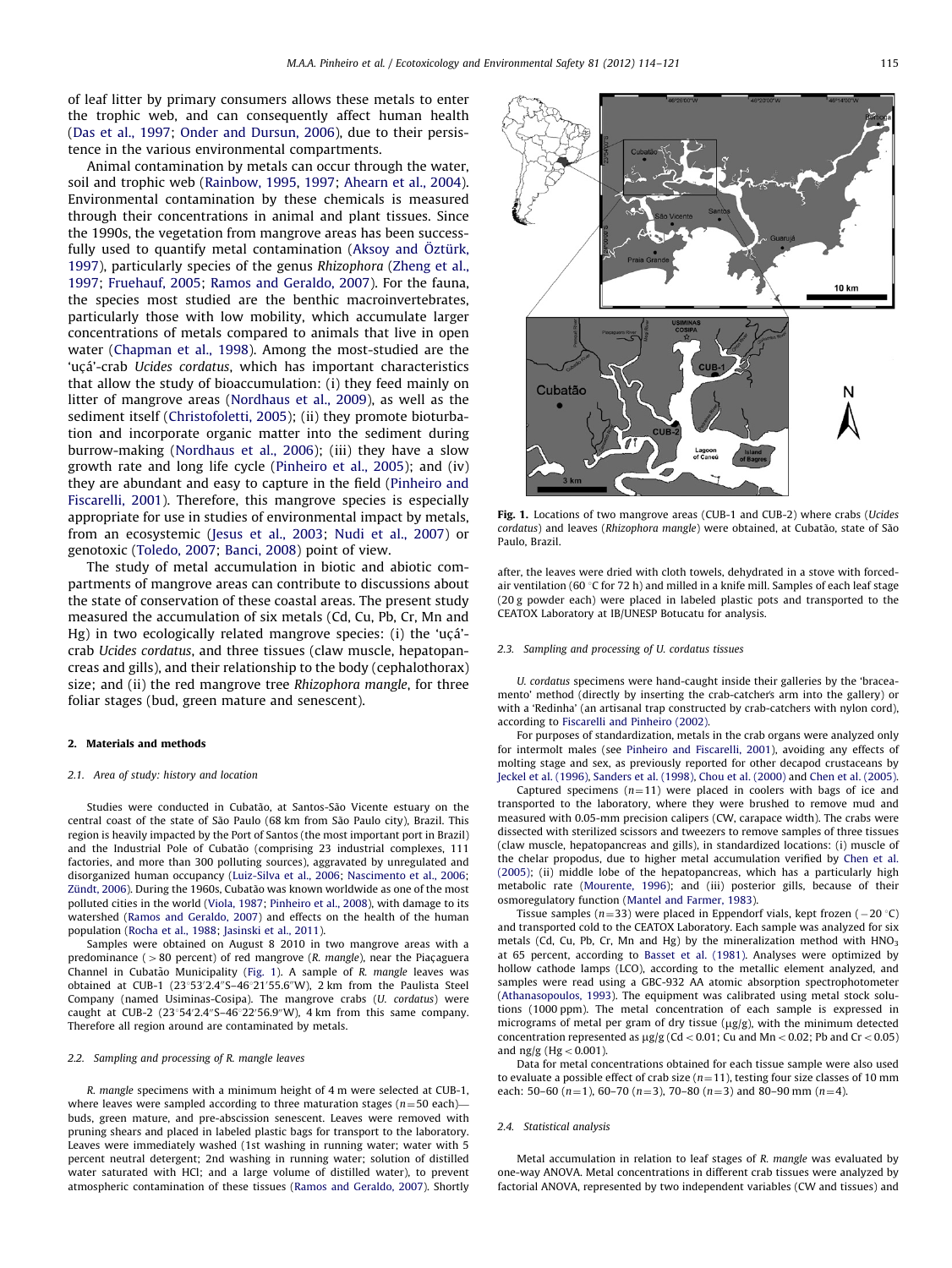of leaf litter by primary consumers allows these metals to enter the trophic web, and can consequently affect human health (Das et al., 1997; Onder and Dursun, 2006), due to their persistence in the various environmental compartments.

Animal contamination by metals can occur through the water, soil and trophic web (Rainbow, 1995, 1997; Ahearn et al., 2004). Environmental contamination by these chemicals is measured through their concentrations in animal and plant tissues. Since the 1990s, the vegetation from mangrove areas has been successfully used to quantify metal contamination (Aksoy and Öztürk, 1997), particularly species of the genus *Rhizophora* (Zheng et al., 1997; Fruehauf, 2005; Ramos and Geraldo, 2007). For the fauna, the species most studied are the benthic macroinvertebrates, particularly those with low mobility, which accumulate larger concentrations of metals compared to animals that live in open water (Chapman et al., 1998). Among the most-studied are the 'uçá'-crab *Ucides cordatus*, which has important characteristics that allow the study of bioaccumulation: (i) they feed mainly on litter of mangrove areas (Nordhaus et al., 2009), as well as the sediment itself (Christofoletti, 2005); (ii) they promote bioturbation and incorporate organic matter into the sediment during burrow-making (Nordhaus et al., 2006); (iii) they have a slow growth rate and long life cycle (Pinheiro et al., 2005); and (iv) they are abundant and easy to capture in the field (Pinheiro and Fiscarelli, 2001). Therefore, this mangrove species is especially appropriate for use in studies of environmental impact by metals, from an ecosystemic (Jesus et al., 2003; Nudi et al., 2007) or genotoxic (Toledo, 2007; Banci, 2008) point of view.

The study of metal accumulation in biotic and abiotic compartments of mangrove areas can contribute to discussions about the state of conservation of these coastal areas. The present study measured the accumulation of six metals (Cd, Cu, Pb, Cr, Mn and Hg) in two ecologically related mangrove species: (i) the 'uçá'-crab *Ucides cordatus*, and three tissues (claw muscle, hepatopancreas and gills), and their relationship to the body (cephalothorax) size; and (ii) the red mangrove tree *Rhizophora mangle*, for three foliar stages (bud, green mature and senescent).

## 2. Materials and methods

### 2.1. Area of study: history and location

Studies were conducted in Cubatão, at Santos-São Vicente estuary on the central coast of the state of São Paulo (68 km from São Paulo city), Brazil. This region is heavily impacted by the Port of Santos (the most important port in Brazil) and the Industrial Pole of Cubatão (comprising 23 industrial complexes, 111 factories, and more than 300 polluting sources), aggravated by unregulated and disorganized human occupancy (Luiz-Silva et al., 2006; Nascimento et al., 2006; Zündt, 2006). During the 1960s, Cubatão was known worldwide as one of the most polluted cities in the world (Viola, 1987; Pinheiro et al., 2008), with damage to its watershed (Ramos and Geraldo, 2007) and effects on the health of the human population (Rocha et al., 1988; Jasinski et al., 2011).

Samples were obtained on August 8 2010 in two mangrove areas with a predominance (> 80 percent) of red mangrove (*R. mangle*), near the Piaçaguera Channel in Cubatão Municipality (Fig. 1). A sample of *R. mangle* leaves was obtained at CUB-1 (23°53′2.4″S–46°21′55.6″W), 2 km from the Paulista Steel Company (named Usiminas-Cosipa). The mangrove crabs (*U. cordatus*) were caught at CUB-2 (23°54′2.4″S–46°22′56.9″W), 4 km from this same company. Therefore all region around are contaminated by metals.

### 2.2. Sampling and processing of R. mangle leaves

*R. mangle* specimens with a minimum height of 4 m were selected at CUB-1, where leaves were sampled according to three maturation stages ($n=50$ each)—buds, green mature, and pre-abscission senescent. Leaves were removed with pruning shears and placed in labeled plastic bags for transport to the laboratory. Leaves were immediately washed (1st washing in running water; water with 5 percent neutral detergent; 2nd washing in running water; solution of distilled water saturated with HCl; and a large volume of distilled water), to prevent atmospheric contamination of these tissues (Ramos and Geraldo, 2007). Shortly after, the leaves were dried with cloth towels, dehydrated in a stove with forced-air ventilation (60 °C for 72 h) and milled in a knife mill. Samples of each leaf stage (20 g powder each) were placed in labeled plastic pots and transported to the CEATOX Laboratory at IB/UNESP Botucatu for analysis.

**Fig. 1.** Locations of two mangrove areas (CUB-1 and CUB-2) where crabs (*Ucides cordatus*) and leaves (*Rhizophora mangle*) were obtained, at Cubatão, state of São Paulo, Brazil.

### 2.3. Sampling and processing of U. cordatus tissues

*U. cordatus* specimens were hand-caught inside their galleries by the 'braceamento' method (directly by inserting the crab-catcher's arm into the gallery) or with a 'Redinha' (an artisanal trap constructed by crab-catchers with nylon cord), according to Fiscarelli and Pinheiro (2002).

For purposes of standardization, metals in the crab organs were analyzed only for intermolt males (see Pinheiro and Fiscarelli, 2001), avoiding any effects of molting stage and sex, as previously reported for other decapod crustaceans by Jeckel et al. (1996), Sanders et al. (1998), Chou et al. (2000) and Chen et al. (2005).

Captured specimens ($n=11$) were placed in coolers with bags of ice and transported to the laboratory, where they were brushed to remove mud and measured with 0.05-mm precision calipers (CW, carapace width). The crabs were dissected with sterilized scissors and tweezers to remove samples of three tissues (claw muscle, hepatopancreas and gills), in standardized locations: (i) muscle of the chelar propodus, due to higher metal accumulation verified by Chen et al. (2005); (ii) middle lobe of the hepatopancreas, which has a particularly high metabolic rate (Mourente, 1996); and (iii) posterior gills, because of their osmoregulatory function (Mantel and Farmer, 1983).

Tissue samples ($n=33$) were placed in Eppendorf vials, kept frozen (−20 °C) and transported cold to the CEATOX Laboratory. Each sample was analyzed for six metals (Cd, Cu, Pb, Cr, Mn and Hg) by the mineralization method with $HNO_3$ at 65 percent, according to Basset et al. (1981). Analyses were optimized by hollow cathode lamps (LCO), according to the metallic element analyzed, and samples were read using a GBC-932 AA atomic absorption spectrophotometer (Athanasopoulos, 1993). The equipment was calibrated using metal stock solutions (1000 ppm). The metal concentration of each sample is expressed in micrograms of metal per gram of dry tissue (μg/g), with the minimum detected concentration represented as μg/g (Cd < 0.01; Cu and Mn < 0.02; Pb and Cr < 0.05) and ng/g (Hg < 0.001).

Data for metal concentrations obtained for each tissue sample were also used to evaluate a possible effect of crab size ($n=11$), testing four size classes of 10 mm each: 50–60 ($n=1$), 60–70 ($n=3$), 70–80 ($n=3$) and 80–90 mm ($n=4$).

### 2.4. Statistical analysis

Metal accumulation in relation to leaf stages of *R. mangle* was evaluated by one-way ANOVA. Metal concentrations in different crab tissues were analyzed by factorial ANOVA, represented by two independent variables (CW and tissues) and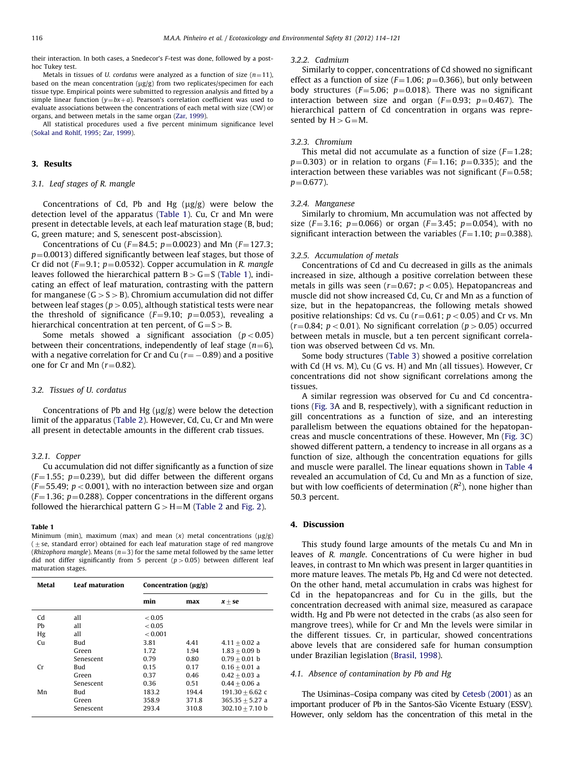their interaction. In both cases, a Snedecor's F-test was done, followed by a post-hoc Tukey test.

Metals in tissues of *U. cordatus* were analyzed as a function of size ($n=11$), based on the mean concentration (μg/g) from two replicates/specimen for each tissue type. Empirical points were submitted to regression analysis and fitted by a simple linear function ($y=bx+a$). Pearson's correlation coefficient was used to evaluate associations between the concentrations of each metal with size (CW) or organs, and between metals in the same organ (Zar, 1999).

All statistical procedures used a five percent minimum significance level (Sokal and Rohlf, 1995; Zar, 1999).

## 3. Results

### 3.1. Leaf stages of R. mangle

Concentrations of Cd, Pb and Hg (μg/g) were below the detection level of the apparatus (Table 1). Cu, Cr and Mn were present in detectable levels, at each leaf maturation stage (B, bud; G, green mature; and S, senescent post-abscission).

Concentrations of Cu ($F=84.5$; $p=0.0023$) and Mn ($F=127.3$; $p=0.0013$) differed significantly between leaf stages, but those of Cr did not ($F=9.1$; $p=0.0532$). Copper accumulation in *R. mangle* leaves followed the hierarchical pattern B > G = S (Table 1), indicating an effect of leaf maturation, contrasting with the pattern for manganese (G > S > B). Chromium accumulation did not differ between leaf stages ($p>0.05$), although statistical tests were near the threshold of significance ($F=9.10$; $p=0.053$), revealing a hierarchical concentration at ten percent, of G = S > B.

Some metals showed a significant association ($p<0.05$) between their concentrations, independently of leaf stage ($n=6$), with a negative correlation for Cr and Cu ($r=-0.89$) and a positive one for Cr and Mn ($r=0.82$).

### 3.2. Tissues of U. cordatus

Concentrations of Pb and Hg (μg/g) were below the detection limit of the apparatus (Table 2). However, Cd, Cu, Cr and Mn were all present in detectable amounts in the different crab tissues.

#### 3.2.1. Copper

Cu accumulation did not differ significantly as a function of size ($F=1.55$; $p=0.239$), but did differ between the different organs ($F=55.49$; $p<0.001$), with no interaction between size and organ ($F=1.36$; $p=0.288$). Copper concentrations in the different organs followed the hierarchical pattern G > H = M (Table 2 and Fig. 2).

**Table 1**
Minimum (min), maximum (max) and mean ($x$) metal concentrations (μg/g) (±se, standard error) obtained for each leaf maturation stage of red mangrove (*Rhizophora mangle*). Means ($n=3$) for the same metal followed by the same letter did not differ significantly from 5 percent ($p>0.05$) between different leaf maturation stages.

| Metal | Leaf maturation | Concentration (μg/g) | | |
|---|---|---|---|---|
| | | min | max | $x\pm$se |
| Cd | all | <0.05 | | |
| Pb | all | <0.05 | | |
| Hg | all | <0.001 | | |
| Cu | Bud | 3.81 | 4.41 | 4.11 ± 0.02 a |
| | Green | 1.72 | 1.94 | 1.83 ± 0.09 b |
| | Senescent | 0.79 | 0.80 | 0.79 ± 0.01 b |
| Cr | Bud | 0.15 | 0.17 | 0.16 ± 0.01 a |
| | Green | 0.37 | 0.46 | 0.42 ± 0.03 a |
| | Senescent | 0.36 | 0.51 | 0.44 ± 0.06 a |
| Mn | Bud | 183.2 | 194.4 | 191.30 ± 6.62 c |
| | Green | 358.9 | 371.8 | 365.35 ± 5.27 a |
| | Senescent | 293.4 | 310.8 | 302.10 ± 7.10 b |

#### 3.2.2. Cadmium

Similarly to copper, concentrations of Cd showed no significant effect as a function of size ($F=1.06$; $p=0.366$), but only between body structures ($F=5.06$; $p=0.018$). There was no significant interaction between size and organ ($F=0.93$; $p=0.467$). The hierarchical pattern of Cd concentration in organs was represented by H > G = M.

#### 3.2.3. Chromium

This metal did not accumulate as a function of size ($F=1.28$; $p=0.303$) or in relation to organs ($F=1.16$; $p=0.335$); and the interaction between these variables was not significant ($F=0.58$; $p=0.677$).

#### 3.2.4. Manganese

Similarly to chromium, Mn accumulation was not affected by size ($F=3.16$; $p=0.066$) or organ ($F=3.45$; $p=0.054$), with no significant interaction between the variables ($F=1.10$; $p=0.388$).

#### 3.2.5. Accumulation of metals

Concentrations of Cd and Cu decreased in gills as the animals increased in size, although a positive correlation between these metals in gills was seen ($r=0.67$; $p<0.05$). Hepatopancreas and muscle did not show increased Cd, Cu, Cr and Mn as a function of size, but in the hepatopancreas, the following metals showed positive relationships: Cd vs. Cu ($r=0.61$; $p<0.05$) and Cr vs. Mn ($r=0.84$; $p<0.01$). No significant correlation ($p>0.05$) occurred between metals in muscle, but a ten percent significant correlation was observed between Cd vs. Mn.

Some body structures (Table 3) showed a positive correlation with Cd (H vs. M), Cu (G vs. H) and Mn (all tissues). However, Cr concentrations did not show significant correlations among the tissues.

A similar regression was observed for Cu and Cd concentrations (Fig. 3A and B, respectively), with a significant reduction in gill concentrations as a function of size, and an interesting parallelism between the equations obtained for the hepatopancreas and muscle concentrations of these. However, Mn (Fig. 3C) showed different pattern, a tendency to increase in all organs as a function of size, although the concentration equations for gills and muscle were parallel. The linear equations shown in Table 4 revealed an accumulation of Cd, Cu and Mn as a function of size, but with low coefficients of determination ($R^2$), none higher than 50.3 percent.

## 4. Discussion

This study found large amounts of the metals Cu and Mn in leaves of *R. mangle*. Concentrations of Cu were higher in bud leaves, in contrast to Mn which was present in larger quantities in more mature leaves. The metals Pb, Hg and Cd were not detected. On the other hand, metal accumulation in crabs was highest for Cd in the hepatopancreas and for Cu in the gills, but the concentration decreased with animal size, measured as carapace width. Hg and Pb were not detected in the crabs (as also seen for mangrove trees), while for Cr and Mn the levels were similar in the different tissues. Cr, in particular, showed concentrations above levels that are considered safe for human consumption under Brazilian legislation (Brasil, 1998).

### 4.1. Absence of contamination by Pb and Hg

The Usiminas–Cosipa company was cited by Cetesb (2001) as an important producer of Pb in the Santos-São Vicente Estuary (ESSV). However, only seldom has the concentration of this metal in the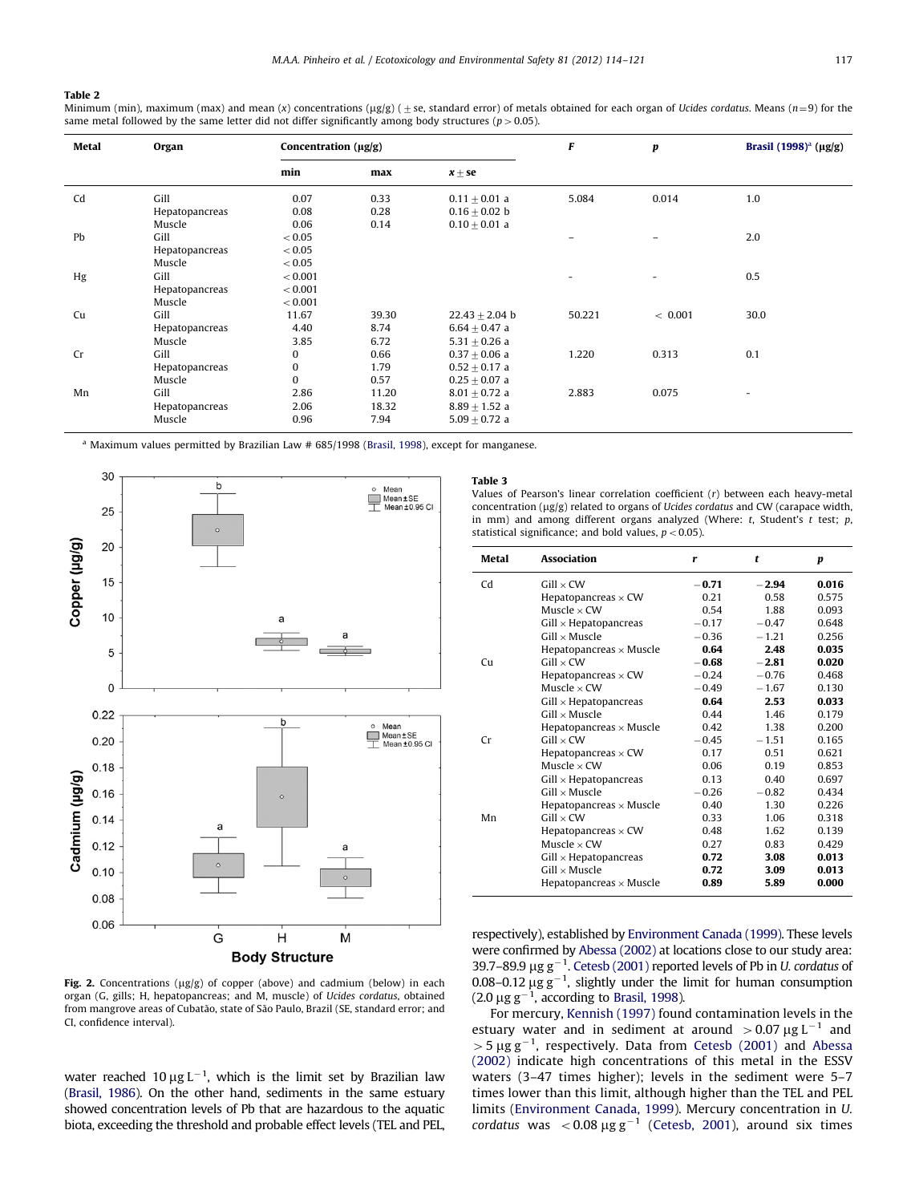**Table 2**
Minimum (min), maximum (max) and mean ($x$) concentrations (μg/g) ( ± se, standard error) of metals obtained for each organ of *Ucides cordatus*. Means ($n$=9) for the same metal followed by the same letter did not differ significantly among body structures ($p > 0.05$).

| Metal | Organ | Concentration (μg/g) | | | F | p | Brasil (1998)[a] (μg/g) |
|---|---|---|---|---|---|---|---|
| | | min | max | $x \pm$ se | | | |
| Cd | Gill | 0.07 | 0.33 | 0.11 ± 0.01 a | 5.084 | 0.014 | 1.0 |
| | Hepatopancreas | 0.08 | 0.28 | 0.16 ± 0.02 b | | | |
| | Muscle | 0.06 | 0.14 | 0.10 ± 0.01 a | | | |
| Pb | Gill | < 0.05 | | | – | – | 2.0 |
| | Hepatopancreas | < 0.05 | | | | | |
| | Muscle | < 0.05 | | | | | |
| Hg | Gill | < 0.001 | | | - | - | 0.5 |
| | Hepatopancreas | < 0.001 | | | | | |
| | Muscle | < 0.001 | | | | | |
| Cu | Gill | 11.67 | 39.30 | 22.43 ± 2.04 b | 50.221 | < 0.001 | 30.0 |
| | Hepatopancreas | 4.40 | 8.74 | 6.64 ± 0.47 a | | | |
| | Muscle | 3.85 | 6.72 | 5.31 ± 0.26 a | | | |
| Cr | Gill | 0 | 0.66 | 0.37 ± 0.06 a | 1.220 | 0.313 | 0.1 |
| | Hepatopancreas | 0 | 1.79 | 0.52 ± 0.17 a | | | |
| | Muscle | 0 | 0.57 | 0.25 ± 0.07 a | | | |
| Mn | Gill | 2.86 | 11.20 | 8.01 ± 0.72 a | 2.883 | 0.075 | - |
| | Hepatopancreas | 2.06 | 18.32 | 8.89 ± 1.52 a | | | |
| | Muscle | 0.96 | 7.94 | 5.09 ± 0.72 a | | | |

[a] Maximum values permitted by Brazilian Law # 685/1998 (Brasil, 1998), except for manganese.

**Fig. 2.** Concentrations (μg/g) of copper (above) and cadmium (below) in each organ (G, gills; H, hepatopancreas; and M, muscle) of *Ucides cordatus*, obtained from mangrove areas of Cubatão, state of São Paulo, Brazil (SE, standard error; and CI, confidence interval).

**Table 3**
Values of Pearson's linear correlation coefficient ($r$) between each heavy-metal concentration (μg/g) related to organs of *Ucides cordatus* and CW (carapace width, in mm) and among different organs analyzed (Where: $t$, Student's $t$ test; $p$, statistical significance; and bold values, $p < 0.05$).

| Metal | Association | r | t | p |
|---|---|---|---|---|
| Cd | Gill × CW | **−0.71** | **−2.94** | **0.016** |
| | Hepatopancreas × CW | 0.21 | 0.58 | 0.575 |
| | Muscle × CW | 0.54 | 1.88 | 0.093 |
| | Gill × Hepatopancreas | −0.17 | −0.47 | 0.648 |
| | Gill × Muscle | −0.36 | −1.21 | 0.256 |
| | Hepatopancreas × Muscle | **0.64** | **2.48** | **0.035** |
| Cu | Gill × CW | **−0.68** | **−2.81** | **0.020** |
| | Hepatopancreas × CW | −0.24 | −0.76 | 0.468 |
| | Muscle × CW | −0.49 | −1.67 | 0.130 |
| | Gill × Hepatopancreas | **0.64** | **2.53** | **0.033** |
| | Gill × Muscle | 0.44 | 1.46 | 0.179 |
| | Hepatopancreas × Muscle | 0.42 | 1.38 | 0.200 |
| Cr | Gill × CW | −0.45 | −1.51 | 0.165 |
| | Hepatopancreas × CW | 0.17 | 0.51 | 0.621 |
| | Muscle × CW | 0.06 | 0.19 | 0.853 |
| | Gill × Hepatopancreas | 0.13 | 0.40 | 0.697 |
| | Gill × Muscle | −0.26 | −0.82 | 0.434 |
| | Hepatopancreas × Muscle | 0.40 | 1.30 | 0.226 |
| Mn | Gill × CW | 0.33 | 1.06 | 0.318 |
| | Hepatopancreas × CW | 0.48 | 1.62 | 0.139 |
| | Muscle × CW | 0.27 | 0.83 | 0.429 |
| | Gill × Hepatopancreas | **0.72** | **3.08** | **0.013** |
| | Gill × Muscle | **0.72** | **3.09** | **0.013** |
| | Hepatopancreas × Muscle | **0.89** | **5.89** | **0.000** |

water reached 10 μg L$^{-1}$, which is the limit set by Brazilian law (Brasil, 1986). On the other hand, sediments in the same estuary showed concentration levels of Pb that are hazardous to the aquatic biota, exceeding the threshold and probable effect levels (TEL and PEL, respectively), established by Environment Canada (1999). These levels were confirmed by Abessa (2002) at locations close to our study area: 39.7–89.9 μg g$^{-1}$. Cetesb (2001) reported levels of Pb in *U. cordatus* of 0.08–0.12 μg g$^{-1}$, slightly under the limit for human consumption (2.0 μg g$^{-1}$, according to Brasil, 1998).

For mercury, Kennish (1997) found contamination levels in the estuary water and in sediment at around > 0.07 μg L$^{-1}$ and > 5 μg g$^{-1}$, respectively. Data from Cetesb (2001) and Abessa (2002) indicate high concentrations of this metal in the ESSV waters (3–47 times higher); levels in the sediment were 5–7 times lower than this limit, although higher than the TEL and PEL limits (Environment Canada, 1999). Mercury concentration in *U. cordatus* was < 0.08 μg g$^{-1}$ (Cetesb, 2001), around six times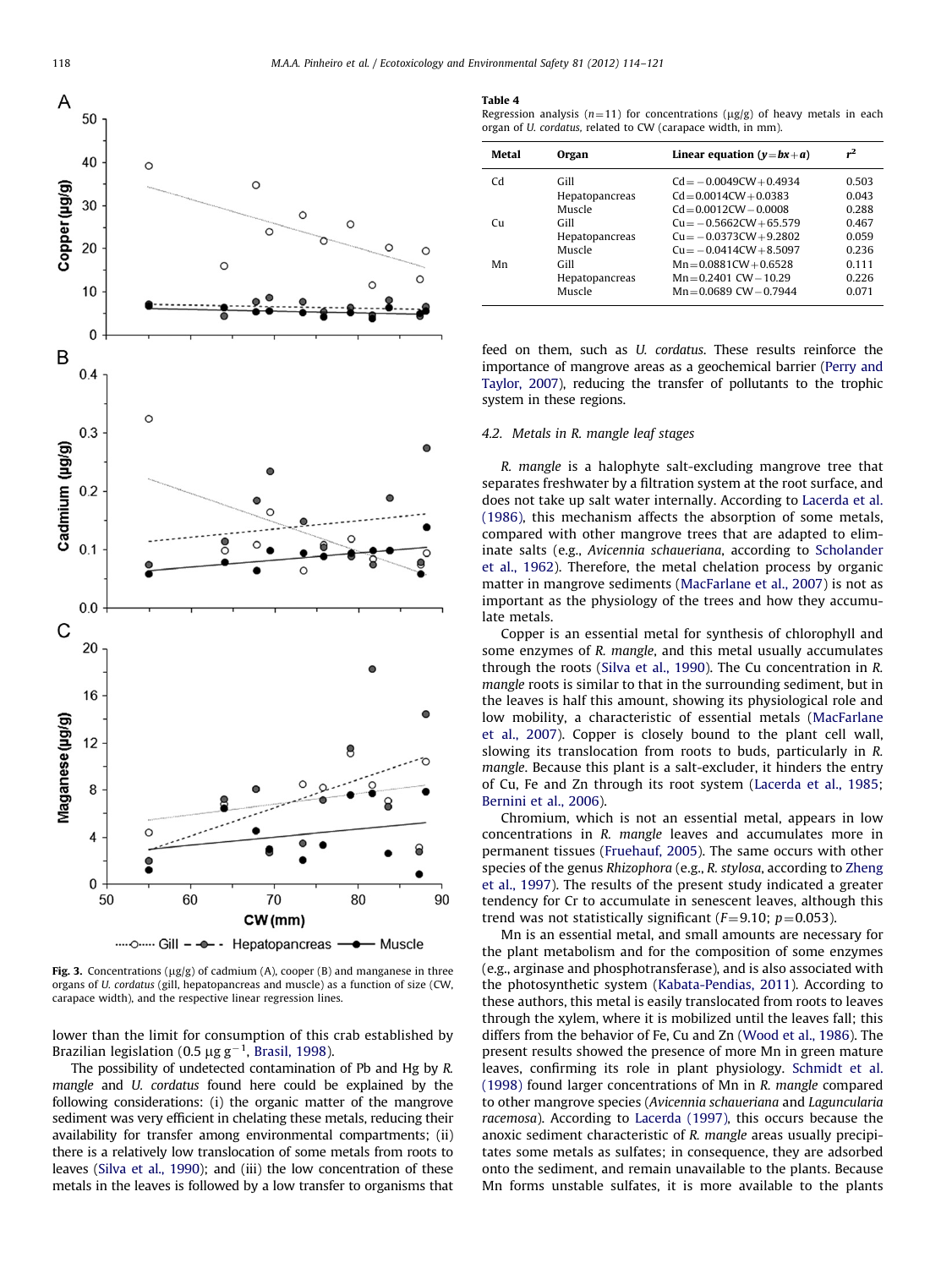Fig. 3. Concentrations (μg/g) of cadmium (A), cooper (B) and manganese in three organs of *U. cordatus* (gill, hepatopancreas and muscle) as a function of size (CW, carapace width), and the respective linear regression lines.

lower than the limit for consumption of this crab established by Brazilian legislation (0.5 $\mu g\,g^{-1}$, Brasil, 1998).

The possibility of undetected contamination of Pb and Hg by *R. mangle* and *U. cordatus* found here could be explained by the following considerations: (i) the organic matter of the mangrove sediment was very efficient in chelating these metals, reducing their availability for transfer among environmental compartments; (ii) there is a relatively low translocation of some metals from roots to leaves (Silva et al., 1990); and (iii) the low concentration of these metals in the leaves is followed by a low transfer to organisms that feed on them, such as *U. cordatus*. These results reinforce the importance of mangrove areas as a geochemical barrier (Perry and Taylor, 2007), reducing the transfer of pollutants to the trophic system in these regions.

**Table 4**
Regression analysis ($n$=11) for concentrations (μg/g) of heavy metals in each organ of *U. cordatus*, related to CW (carapace width, in mm).

| Metal | Organ | Linear equation ($y=bx+a$) | $r^2$ |
|---|---|---|---|
| Cd | Gill | Cd = −0.0049CW + 0.4934 | 0.503 |
| | Hepatopancreas | Cd = 0.0014CW + 0.0383 | 0.043 |
| | Muscle | Cd = 0.0012CW − 0.0008 | 0.288 |
| Cu | Gill | Cu = −0.5662CW + 65.579 | 0.467 |
| | Hepatopancreas | Cu = −0.0373CW + 9.2802 | 0.059 |
| | Muscle | Cu = −0.0414CW + 8.5097 | 0.236 |
| Mn | Gill | Mn = 0.0881CW + 0.6528 | 0.111 |
| | Hepatopancreas | Mn = 0.2401 CW − 10.29 | 0.226 |
| | Muscle | Mn = 0.0689 CW − 0.7944 | 0.071 |

### 4.2. Metals in *R. mangle* leaf stages

*R. mangle* is a halophyte salt-excluding mangrove tree that separates freshwater by a filtration system at the root surface, and does not take up salt water internally. According to Lacerda et al. (1986), this mechanism affects the absorption of some metals, compared with other mangrove trees that are adapted to eliminate salts (e.g., *Avicennia schaueriana*, according to Scholander et al., 1962). Therefore, the metal chelation process by organic matter in mangrove sediments (MacFarlane et al., 2007) is not as important as the physiology of the trees and how they accumulate metals.

Copper is an essential metal for synthesis of chlorophyll and some enzymes of *R. mangle*, and this metal usually accumulates through the roots (Silva et al., 1990). The Cu concentration in *R. mangle* roots is similar to that in the surrounding sediment, but in the leaves is half this amount, showing its physiological role and low mobility, a characteristic of essential metals (MacFarlane et al., 2007). Copper is closely bound to the plant cell wall, slowing its translocation from roots to buds, particularly in *R. mangle*. Because this plant is a salt-excluder, it hinders the entry of Cu, Fe and Zn through its root system (Lacerda et al., 1985; Bernini et al., 2006).

Chromium, which is not an essential metal, appears in low concentrations in *R. mangle* leaves and accumulates more in permanent tissues (Fruehauf, 2005). The same occurs with other species of the genus *Rhizophora* (e.g., *R. stylosa*, according to Zheng et al., 1997). The results of the present study indicated a greater tendency for Cr to accumulate in senescent leaves, although this trend was not statistically significant ($F=9.10$; $p=0.053$).

Mn is an essential metal, and small amounts are necessary for the plant metabolism and for the composition of some enzymes (e.g., arginase and phosphotransferase), and is also associated with the photosynthetic system (Kabata-Pendias, 2011). According to these authors, this metal is easily translocated from roots to leaves through the xylem, where it is mobilized until the leaves fall; this differs from the behavior of Fe, Cu and Zn (Wood et al., 1986). The present results showed the presence of more Mn in green mature leaves, confirming its role in plant physiology. Schmidt et al. (1998) found larger concentrations of Mn in *R. mangle* compared to other mangrove species (*Avicennia schaueriana* and *Laguncularia racemosa*). According to Lacerda (1997), this occurs because the anoxic sediment characteristic of *R. mangle* areas usually precipitates some metals as sulfates; in consequence, they are adsorbed onto the sediment, and remain unavailable to the plants. Because Mn forms unstable sulfates, it is more available to the plants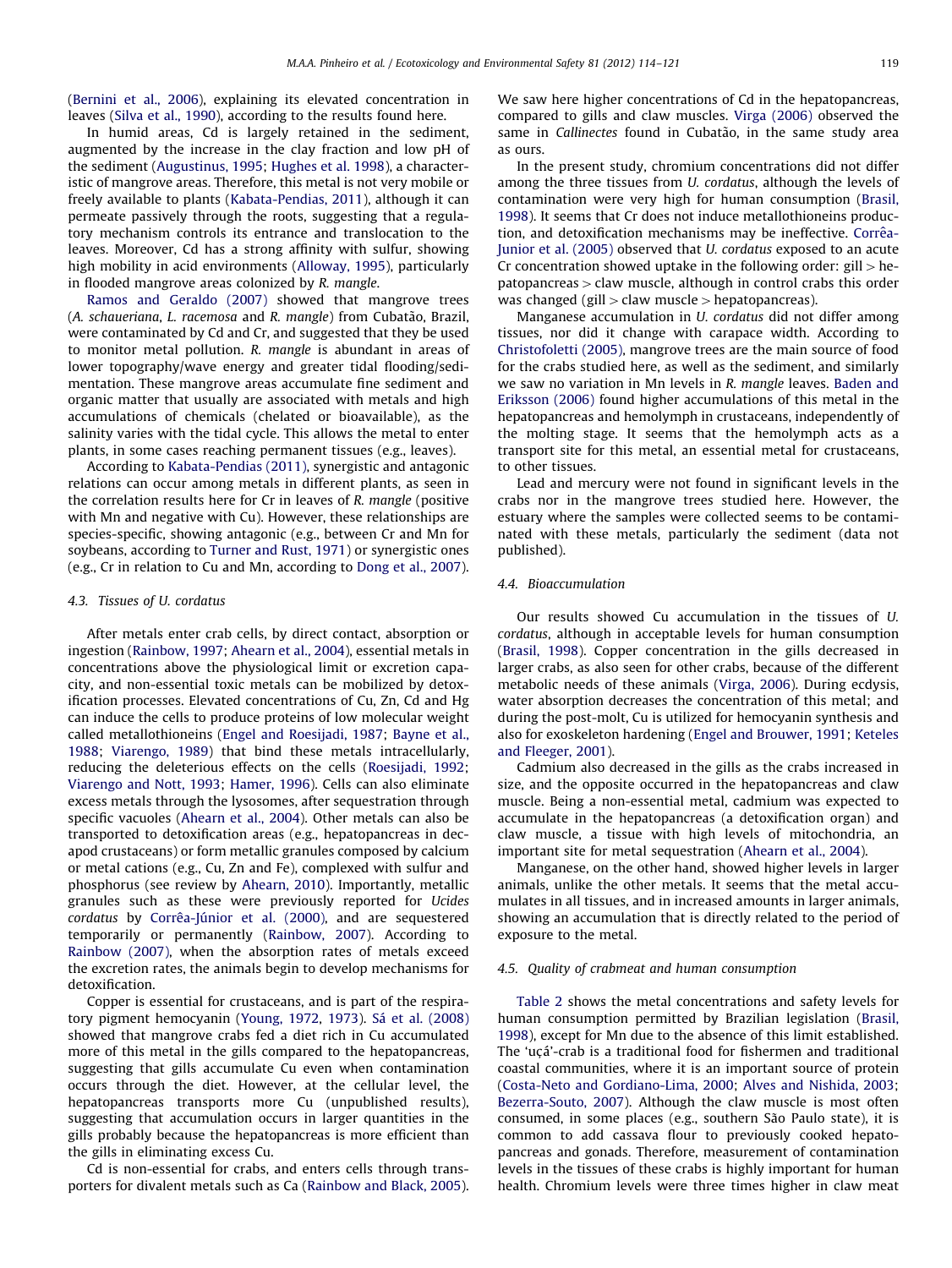(Bernini et al., 2006), explaining its elevated concentration in leaves (Silva et al., 1990), according to the results found here.

In humid areas, Cd is largely retained in the sediment, augmented by the increase in the clay fraction and low pH of the sediment (Augustinus, 1995; Hughes et al. 1998), a characteristic of mangrove areas. Therefore, this metal is not very mobile or freely available to plants (Kabata-Pendias, 2011), although it can permeate passively through the roots, suggesting that a regulatory mechanism controls its entrance and translocation to the leaves. Moreover, Cd has a strong affinity with sulfur, showing high mobility in acid environments (Alloway, 1995), particularly in flooded mangrove areas colonized by *R. mangle*.

Ramos and Geraldo (2007) showed that mangrove trees (*A. schaueriana*, *L. racemosa* and *R. mangle*) from Cubatão, Brazil, were contaminated by Cd and Cr, and suggested that they be used to monitor metal pollution. *R. mangle* is abundant in areas of lower topography/wave energy and greater tidal flooding/sedimentation. These mangrove areas accumulate fine sediment and organic matter that usually are associated with metals and high accumulations of chemicals (chelated or bioavailable), as the salinity varies with the tidal cycle. This allows the metal to enter plants, in some cases reaching permanent tissues (e.g., leaves).

According to Kabata-Pendias (2011), synergistic and antagonic relations can occur among metals in different plants, as seen in the correlation results here for Cr in leaves of *R. mangle* (positive with Mn and negative with Cu). However, these relationships are species-specific, showing antagonic (e.g., between Cr and Mn for soybeans, according to Turner and Rust, 1971) or synergistic ones (e.g., Cr in relation to Cu and Mn, according to Dong et al., 2007).

### 4.3. Tissues of *U. cordatus*

After metals enter crab cells, by direct contact, absorption or ingestion (Rainbow, 1997; Ahearn et al., 2004), essential metals in concentrations above the physiological limit or excretion capacity, and non-essential toxic metals can be mobilized by detoxification processes. Elevated concentrations of Cu, Zn, Cd and Hg can induce the cells to produce proteins of low molecular weight called metallothioneins (Engel and Roesijadi, 1987; Bayne et al., 1988; Viarengo, 1989) that bind these metals intracellularly, reducing the deleterious effects on the cells (Roesijadi, 1992; Viarengo and Nott, 1993; Hamer, 1996). Cells can also eliminate excess metals through the lysosomes, after sequestration through specific vacuoles (Ahearn et al., 2004). Other metals can also be transported to detoxification areas (e.g., hepatopancreas in decapod crustaceans) or form metallic granules composed by calcium or metal cations (e.g., Cu, Zn and Fe), complexed with sulfur and phosphorus (see review by Ahearn, 2010). Importantly, metallic granules such as these were previously reported for *Ucides cordatus* by Corrêa-Júnior et al. (2000), and are sequestered temporarily or permanently (Rainbow, 2007). According to Rainbow (2007), when the absorption rates of metals exceed the excretion rates, the animals begin to develop mechanisms for detoxification.

Copper is essential for crustaceans, and is part of the respiratory pigment hemocyanin (Young, 1972, 1973). Sá et al. (2008) showed that mangrove crabs fed a diet rich in Cu accumulated more of this metal in the gills compared to the hepatopancreas, suggesting that gills accumulate Cu even when contamination occurs through the diet. However, at the cellular level, the hepatopancreas transports more Cu (unpublished results), suggesting that accumulation occurs in larger quantities in the gills probably because the hepatopancreas is more efficient than the gills in eliminating excess Cu.

Cd is non-essential for crabs, and enters cells through transporters for divalent metals such as Ca (Rainbow and Black, 2005). We saw here higher concentrations of Cd in the hepatopancreas, compared to gills and claw muscles. Virga (2006) observed the same in *Callinectes* found in Cubatão, in the same study area as ours.

In the present study, chromium concentrations did not differ among the three tissues from *U. cordatus*, although the levels of contamination were very high for human consumption (Brasil, 1998). It seems that Cr does not induce metallothioneins production, and detoxification mechanisms may be ineffective. Corrêa-Junior et al. (2005) observed that *U. cordatus* exposed to an acute Cr concentration showed uptake in the following order: gill > hepatopancreas > claw muscle, although in control crabs this order was changed (gill > claw muscle > hepatopancreas).

Manganese accumulation in *U. cordatus* did not differ among tissues, nor did it change with carapace width. According to Christofoletti (2005), mangrove trees are the main source of food for the crabs studied here, as well as the sediment, and similarly we saw no variation in Mn levels in *R. mangle* leaves. Baden and Eriksson (2006) found higher accumulations of this metal in the hepatopancreas and hemolymph in crustaceans, independently of the molting stage. It seems that the hemolymph acts as a transport site for this metal, an essential metal for crustaceans, to other tissues.

Lead and mercury were not found in significant levels in the crabs nor in the mangrove trees studied here. However, the estuary where the samples were collected seems to be contaminated with these metals, particularly the sediment (data not published).

### 4.4. Bioaccumulation

Our results showed Cu accumulation in the tissues of *U. cordatus*, although in acceptable levels for human consumption (Brasil, 1998). Copper concentration in the gills decreased in larger crabs, as also seen for other crabs, because of the different metabolic needs of these animals (Virga, 2006). During ecdysis, water absorption decreases the concentration of this metal; and during the post-molt, Cu is utilized for hemocyanin synthesis and also for exoskeleton hardening (Engel and Brouwer, 1991; Keteles and Fleeger, 2001).

Cadmium also decreased in the gills as the crabs increased in size, and the opposite occurred in the hepatopancreas and claw muscle. Being a non-essential metal, cadmium was expected to accumulate in the hepatopancreas (a detoxification organ) and claw muscle, a tissue with high levels of mitochondria, an important site for metal sequestration (Ahearn et al., 2004).

Manganese, on the other hand, showed higher levels in larger animals, unlike the other metals. It seems that the metal accumulates in all tissues, and in increased amounts in larger animals, showing an accumulation that is directly related to the period of exposure to the metal.

### 4.5. Quality of crabmeat and human consumption

Table 2 shows the metal concentrations and safety levels for human consumption permitted by Brazilian legislation (Brasil, 1998), except for Mn due to the absence of this limit established. The 'uçá'-crab is a traditional food for fishermen and traditional coastal communities, where it is an important source of protein (Costa-Neto and Gordiano-Lima, 2000; Alves and Nishida, 2003; Bezerra-Souto, 2007). Although the claw muscle is most often consumed, in some places (e.g., southern São Paulo state), it is common to add cassava flour to previously cooked hepatopancreas and gonads. Therefore, measurement of contamination levels in the tissues of these crabs is highly important for human health. Chromium levels were three times higher in claw meat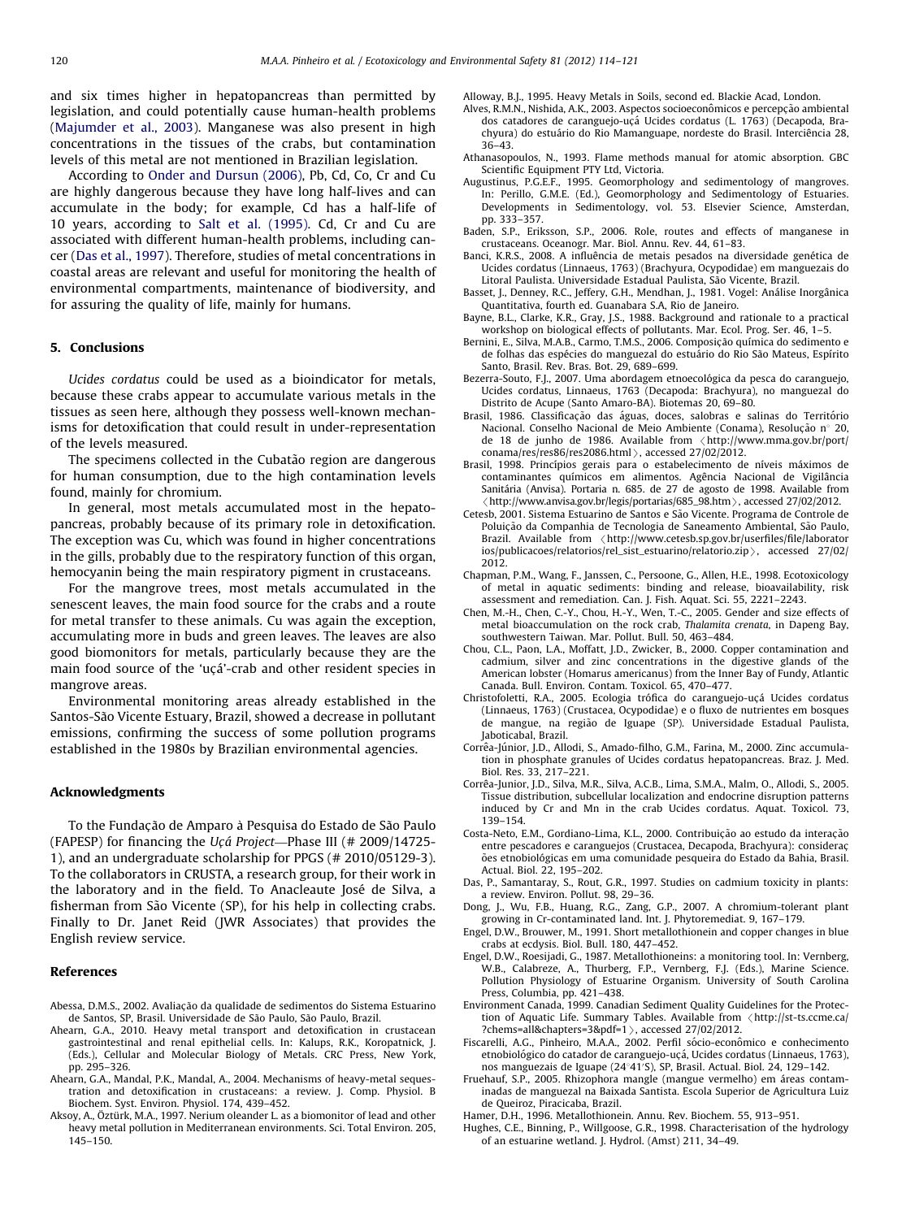and six times higher in hepatopancreas than permitted by legislation, and could potentially cause human-health problems (Majumder et al., 2003). Manganese was also present in high concentrations in the tissues of the crabs, but contamination levels of this metal are not mentioned in Brazilian legislation.

According to Onder and Dursun (2006), Pb, Cd, Co, Cr and Cu are highly dangerous because they have long half-lives and can accumulate in the body; for example, Cd has a half-life of 10 years, according to Salt et al. (1995). Cd, Cr and Cu are associated with different human-health problems, including cancer (Das et al., 1997). Therefore, studies of metal concentrations in coastal areas are relevant and useful for monitoring the health of environmental compartments, maintenance of biodiversity, and for assuring the quality of life, mainly for humans.

## 5. Conclusions

*Ucides cordatus* could be used as a bioindicator for metals, because these crabs appear to accumulate various metals in the tissues as seen here, although they possess well-known mechanisms for detoxification that could result in under-representation of the levels measured.

The specimens collected in the Cubatão region are dangerous for human consumption, due to the high contamination levels found, mainly for chromium.

In general, most metals accumulated most in the hepatopancreas, probably because of its primary role in detoxification. The exception was Cu, which was found in higher concentrations in the gills, probably due to the respiratory function of this organ, hemocyanin being the main respiratory pigment in crustaceans.

For the mangrove trees, most metals accumulated most in the senescent leaves, the main food source for the crabs and a route for metal transfer to these animals. Cu was again the exception, accumulating more in buds and green leaves. The leaves are also good biomonitors for metals, particularly because they are the main food source of the 'uçá'-crab and other resident species in mangrove areas.

Environmental monitoring areas already established in the Santos-São Vicente Estuary, Brazil, showed a decrease in pollutant emissions, confirming the success of some pollution programs established in the 1980s by Brazilian environmental agencies.

## Acknowledgments

To the Fundação de Amparo à Pesquisa do Estado de São Paulo (FAPESP) for financing the *Uçá Project*—Phase III (# 2009/14725-1), and an undergraduate scholarship for PPGS (# 2010/05129-3). To the collaborators in CRUSTA, a research group, for their work in the laboratory and in the field. To Anacleaute José de Silva, a fisherman from São Vicente (SP), for his help in collecting crabs. Finally to Dr. Janet Reid (JWR Associates) that provides the English review service.

## References

Abessa, D.M.S., 2002. Avaliação da qualidade de sedimentos do Sistema Estuarino de Santos, SP, Brasil. Universidade de São Paulo, São Paulo, Brazil.

Ahearn, G.A., 2010. Heavy metal transport and detoxification in crustacean gastrointestinal and renal epithelial cells. In: Kalups, R.K., Koropatnick, J. (Eds.), Cellular and Molecular Biology of Metals. CRC Press, New York, pp. 295–326.

Ahearn, G.A., Mandal, P.K., Mandal, A., 2004. Mechanisms of heavy-metal sequestration and detoxification in crustaceans: a review. J. Comp. Physiol. B Biochem. Syst. Environ. Physiol. 174, 439–452.

Aksoy, A., Öztürk, M.A., 1997. Nerium oleander L. as a biomonitor of lead and other heavy metal pollution in Mediterranean environments. Sci. Total Environ. 205, 145–150.

Alloway, B.J., 1995. Heavy Metals in Soils, second ed. Blackie Acad, London.

Alves, R.M.N., Nishida, A.K., 2003. Aspectos socioeconômicos e percepção ambiental dos catadores de caranguejo-uçá Ucides cordatus (L. 1763) (Decapoda, Brachyura) do estuário do Rio Mamanguape, nordeste do Brasil. Interciência 28, 36–43.

Athanasopoulos, N., 1993. Flame methods manual for atomic absorption. GBC Scientific Equipment PTY Ltd, Victoria.

Augustinus, P.G.E.F., 1995. Geomorphology and sedimentology of mangroves. In: Perillo, G.M.E. (Ed.), Geomorphology and Sedimentology of Estuaries. Developments in Sedimentology, vol. 53. Elsevier Science, Amsterdan, pp. 333–357.

Baden, S.P., Eriksson, S.P., 2006. Role, routes and effects of manganese in crustaceans. Oceanogr. Mar. Biol. Annu. Rev. 44, 61–83.

Banci, K.R.S., 2008. A influência de metais pesados na diversidade genética de Ucides cordatus (Linnaeus, 1763) (Brachyura, Ocypodidae) em manguezais do Litoral Paulista. Universidade Estadual Paulista, São Vicente, Brazil.

Basset, J., Denney, R.C., Jeffery, G.H., Mendhan, J., 1981. Vogel: Análise Inorgânica Quantitativa, fourth ed. Guanabara S.A, Rio de Janeiro.

Bayne, B.L., Clarke, K.R., Gray, J.S., 1988. Background and rationale to a practical workshop on biological effects of pollutants. Mar. Ecol. Prog. Ser. 46, 1–5.

Bernini, E., Silva, M.A.B., Carmo, T.M.S., 2006. Composição química do sedimento e de folhas das espécies do manguezal do estuário do Rio São Mateus, Espírito Santo, Brasil. Rev. Bras. Bot. 29, 689–699.

Bezerra-Souto, F.J., 2007. Uma abordagem etnoecológica da pesca do caranguejo, Ucides cordatus, Linnaeus, 1763 (Decapoda: Brachyura), no manguezal do Distrito de Acupe (Santo Amaro-BA). Biotemas 20, 69–80.

Brasil, 1986. Classificação das águas, doces, salobras e salinas do Território Nacional. Conselho Nacional de Meio Ambiente (Conama), Resolução n° 20, de 18 de junho de 1986. Available from ⟨http://www.mma.gov.br/port/conama/res/res86/res2086.html⟩, accessed 27/02/2012.

Brasil, 1998. Princípios gerais para o estabelecimento de níveis máximos de contaminantes químicos em alimentos. Agência Nacional de Vigilância Sanitária (Anvisa). Portaria n. 685. de 27 de agosto de 1998. Available from ⟨http://www.anvisa.gov.br/legis/portarias/685_98.htm⟩, accessed 27/02/2012.

Cetesb, 2001. Sistema Estuarino de Santos e São Vicente. Programa de Controle de Poluição da Companhia de Tecnologia de Saneamento Ambiental, São Paulo, Brazil. Available from ⟨http://www.cetesb.sp.gov.br/userfiles/file/laboratorios/publicacoes/relatorios/rel_sist_estuarino/relatorio.zip⟩, accessed 27/02/2012.

Chapman, P.M., Wang, F., Janssen, C., Persoone, G., Allen, H.E., 1998. Ecotoxicology of metal in aquatic sediments: binding and release, bioavailability, risk assessment and remediation. Can. J. Fish. Aquat. Sci. 55, 2221–2243.

Chen, M.-H., Chen, C.-Y., Chou, H.-Y., Wen, T.-C., 2005. Gender and size effects of metal bioaccumulation on the rock crab, *Thalamita crenata*, in Dapeng Bay, southwestern Taiwan. Mar. Pollut. Bull. 50, 463–484.

Chou, C.L., Paon, L.A., Moffatt, J.D., Zwicker, B., 2000. Copper contamination and cadmium, silver and zinc concentrations in the digestive glands of the American lobster (Homarus americanus) from the Inner Bay of Fundy, Atlantic Canada. Bull. Environ. Contam. Toxicol. 65, 470–477.

Christofoletti, R.A., 2005. Ecologia trófica do caranguejo-uçá Ucides cordatus (Linnaeus, 1763) (Crustacea, Ocypodidae) e o fluxo de nutrientes em bosques de mangue, na região de Iguape (SP). Universidade Estadual Paulista, Jaboticabal, Brazil.

Corrêa-Júnior, J.D., Allodi, S., Amado-filho, G.M., Farina, M., 2000. Zinc accumulation in phosphate granules of Ucides cordatus hepatopancreas. Braz. J. Med. Biol. Res. 33, 217–221.

Corrêa-Junior, J.D., Silva, M.R., Silva, A.C.B., Lima, S.M.A., Malm, O., Allodi, S., 2005. Tissue distribution, subcellular localization and endocrine disruption patterns induced by Cr and Mn in the crab Ucides cordatus. Aquat. Toxicol. 73, 139–154.

Costa-Neto, E.M., Gordiano-Lima, K.L., 2000. Contribuição ao estudo da interação entre pescadores e caranguejos (Crustacea, Decapoda, Brachyura): considerações etnobiológicas em uma comunidade pesqueira do Estado da Bahia, Brasil. Actual. Biol. 22, 195–202.

Das, P., Samantaray, S., Rout, G.R., 1997. Studies on cadmium toxicity in plants: a review. Environ. Pollut. 98, 29–36.

Dong, J., Wu, F.B., Huang, R.G., Zang, G.P., 2007. A chromium-tolerant plant growing in Cr-contaminated land. Int. J. Phytoremediat. 9, 167–179.

Engel, D.W., Brouwer, M., 1991. Short metallothionein and copper changes in blue crabs at ecdysis. Biol. Bull. 180, 447–452.

Engel, D.W., Roesijadi, G., 1987. Metallothioneins: a monitoring tool. In: Vernberg, W.B., Calabreze, A., Thurberg, F.P., Vernberg, F.J. (Eds.), Marine Science. Pollution Physiology of Estuarine Organism. University of South Carolina Press, Columbia, pp. 421–438.

Environment Canada, 1999. Canadian Sediment Quality Guidelines for the Protection of Aquatic Life. Summary Tables. Available from ⟨http://st-ts.ccme.ca/?chems=all&chapters=3&pdf=1⟩, accessed 27/02/2012.

Fiscarelli, A.G., Pinheiro, M.A.A., 2002. Perfil sócio-econômico e conhecimento etnobiológico do catador de caranguejo-uçá, Ucides cordatus (Linnaeus, 1763), nos manguezais de Iguape (24°41′S), SP, Brasil. Actual. Biol. 24, 129–142.

Fruehauf, S.P., 2005. Rhizophora mangle (mangue vermelho) em áreas contaminadas de manguezal na Baixada Santista. Escola Superior de Agricultura Luiz de Queiroz, Piracicaba, Brazil.

Hamer, D.H., 1996. Metallothionein. Annu. Rev. Biochem. 55, 913–951.

Hughes, C.E., Binning, P., Willgoose, G.R., 1998. Characterisation of the hydrology of an estuarine wetland. J. Hydrol. (Amst) 211, 34–49.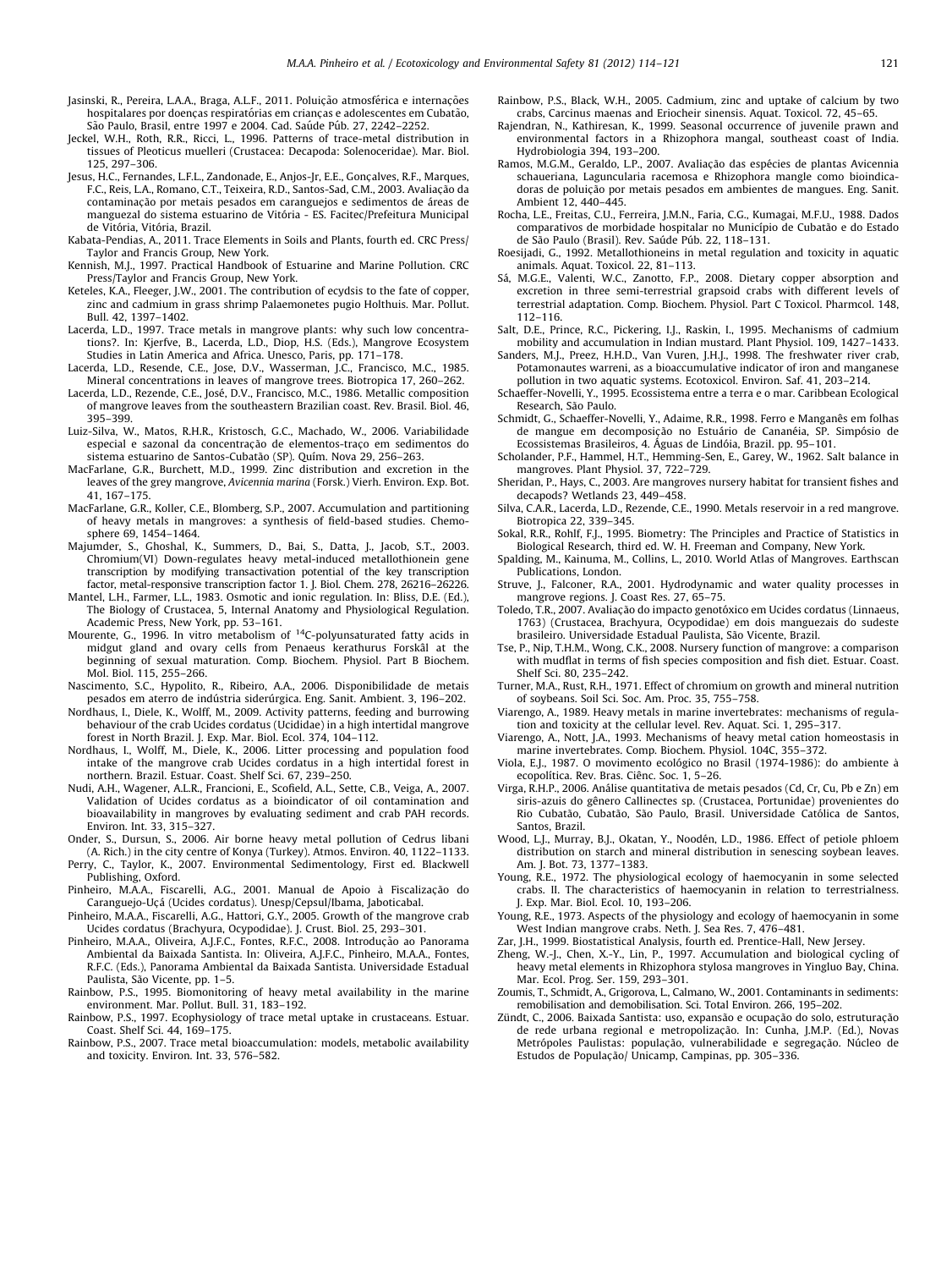Jasinski, R., Pereira, L.A.A., Braga, A.L.F., 2011. Poluição atmosférica e internações hospitalares por doenças respiratórias em crianças e adolescentes em Cubatão, São Paulo, Brasil, entre 1997 e 2004. Cad. Saúde Púb. 27, 2242–2252.

Jeckel, W.H., Roth, R.R., Ricci, L., 1996. Patterns of trace-metal distribution in tissues of Pleoticus muelleri (Crustacea: Decapoda: Solenoceridae). Mar. Biol. 125, 297–306.

Jesus, H.C., Fernandes, L.F.L., Zandonade, E., Anjos-Jr, E.E., Gonçalves, R.F., Marques, F.C., Reis, L.A., Romano, C.T., Teixeira, R.D., Santos-Sad, C.M., 2003. Avaliação da contaminação por metais pesados em caranguejos e sedimentos de áreas de manguezal do sistema estuarino de Vitória - ES. Facitec/Prefeitura Municipal de Vitória, Vitória, Brazil.

Kabata-Pendias, A., 2011. Trace Elements in Soils and Plants, fourth ed. CRC Press/Taylor and Francis Group, New York.

Kennish, M.J., 1997. Practical Handbook of Estuarine and Marine Pollution. CRC Press/Taylor and Francis Group, New York.

Keteles, K.A., Fleeger, J.W., 2001. The contribution of ecdysis to the fate of copper, zinc and cadmium in grass shrimp Palaemonetes pugio Holthuis. Mar. Pollut. Bull. 42, 1397–1402.

Lacerda, L.D., 1997. Trace metals in mangrove plants: why such low concentrations?. In: Kjerfve, B., Lacerda, L.D., Diop, H.S. (Eds.), Mangrove Ecosystem Studies in Latin America and Africa. Unesco, Paris, pp. 171–178.

Lacerda, L.D., Resende, C.E., Jose, D.V., Wasserman, J.C., Francisco, M.C., 1985. Mineral concentrations in leaves of mangrove trees. Biotropica 17, 260–262.

Lacerda, L.D., Rezende, C.E., José, D.V., Francisco, M.C., 1986. Metallic composition of mangrove leaves from the southeastern Brazilian coast. Rev. Brasil. Biol. 46, 395–399.

Luiz-Silva, W., Matos, R.H.R., Kristosch, G.C., Machado, W., 2006. Variabilidade especial e sazonal da concentração de elementos-traço em sedimentos do sistema estuarino de Santos-Cubatão (SP). Quím. Nova 29, 256–263.

MacFarlane, G.R., Burchett, M.D., 1999. Zinc distribution and excretion in the leaves of the grey mangrove, *Avicennia marina* (Forsk.) Vierh. Environ. Exp. Bot. 41, 167–175.

MacFarlane, G.R., Koller, C.E., Blomberg, S.P., 2007. Accumulation and partitioning of heavy metals in mangroves: a synthesis of field-based studies. Chemosphere 69, 1454–1464.

Majumder, S., Ghoshal, K., Summers, D., Bai, S., Datta, J., Jacob, S.T., 2003. Chromium(VI) Down-regulates heavy metal-induced metallothionein gene transcription by modifying transactivation potential of the key transcription factor, metal-responsive transcription factor 1. J. Biol. Chem. 278, 26216–26226.

Mantel, L.H., Farmer, L.L., 1983. Osmotic and ionic regulation. In: Bliss, D.E. (Ed.), The Biology of Crustacea, 5, Internal Anatomy and Physiological Regulation. Academic Press, New York, pp. 53–161.

Mourente, G., 1996. In vitro metabolism of $^{14}$C-polyunsaturated fatty acids in midgut gland and ovary cells from Penaeus kerathurus Forskål at the beginning of sexual maturation. Comp. Biochem. Physiol. Part B Biochem. Mol. Biol. 115, 255–266.

Nascimento, S.C., Hypolito, R., Ribeiro, A.A., 2006. Disponibilidade de metais pesados em aterro de indústria siderúrgica. Eng. Sanit. Ambient. 3, 196–202.

Nordhaus, I., Diele, K., Wolff, M., 2009. Activity patterns, feeding and burrowing behaviour of the crab Ucides cordatus (Ucididae) in a high intertidal mangrove forest in North Brazil. J. Exp. Mar. Biol. Ecol. 374, 104–112.

Nordhaus, I., Wolff, M., Diele, K., 2006. Litter processing and population food intake of the mangrove crab Ucides cordatus in a high intertidal forest in northern. Brazil. Estuar. Coast. Shelf Sci. 67, 239–250.

Nudi, A.H., Wagener, A.L.R., Francioni, E., Scofield, A.L., Sette, C.B., Veiga, A., 2007. Validation of Ucides cordatus as a bioindicator of oil contamination and bioavailability in mangroves by evaluating sediment and crab PAH records. Environ. Int. 33, 315–327.

Onder, S., Dursun, S., 2006. Air borne heavy metal pollution of Cedrus libani (A. Rich.) in the city centre of Konya (Turkey). Atmos. Environ. 40, 1122–1133.

Perry, C., Taylor, K., 2007. Environmental Sedimentology, First ed. Blackwell Publishing, Oxford.

Pinheiro, M.A.A., Fiscarelli, A.G., 2001. Manual de Apoio à Fiscalização do Caranguejo-Uçá (Ucides cordatus). Unesp/Cepsul/Ibama, Jaboticabal.

Pinheiro, M.A.A., Fiscarelli, A.G., Hattori, G.Y., 2005. Growth of the mangrove crab Ucides cordatus (Brachyura, Ocypodidae). J. Crust. Biol. 25, 293–301.

Pinheiro, M.A.A., Oliveira, A.J.F.C., Fontes, R.F.C., 2008. Introdução ao Panorama Ambiental da Baixada Santista. In: Oliveira, A.J.F.C., Pinheiro, M.A.A., Fontes, R.F.C. (Eds.), Panorama Ambiental da Baixada Santista. Universidade Estadual Paulista, São Vicente, pp. 1–5.

Rainbow, P.S., 1995. Biomonitoring of heavy metal availability in the marine environment. Mar. Pollut. Bull. 31, 183–192.

Rainbow, P.S., 1997. Ecophysiology of trace metal uptake in crustaceans. Estuar. Coast. Shelf Sci. 44, 169–175.

Rainbow, P.S., 2007. Trace metal bioaccumulation: models, metabolic availability and toxicity. Environ. Int. 33, 576–582.

Rainbow, P.S., Black, W.H., 2005. Cadmium, zinc and uptake of calcium by two crabs, Carcinus maenas and Eriocheir sinensis. Aquat. Toxicol. 72, 45–65.

Rajendran, N., Kathiresan, K., 1999. Seasonal occurrence of juvenile prawn and environmental factors in a Rhizophora mangal, southeast coast of India. Hydrobiologia 394, 193–200.

Ramos, M.G.M., Geraldo, L.P., 2007. Avaliação das espécies de plantas Avicennia schaueriana, Laguncularia racemosa e Rhizophora mangle como bioindicadoras de poluição por metais pesados em ambientes de mangues. Eng. Sanit. Ambient 12, 440–445.

Rocha, L.E., Freitas, C.U., Ferreira, J.M.N., Faria, C.G., Kumagai, M.F.U., 1988. Dados comparativos de morbidade hospitalar no Município de Cubatão e do Estado de São Paulo (Brasil). Rev. Saúde Púb. 22, 118–131.

Roesijadi, G., 1992. Metallothioneins in metal regulation and toxicity in aquatic animals. Aquat. Toxicol. 22, 81–113.

Sá, M.G.E., Valenti, W.C., Zanotto, F.P., 2008. Dietary copper absorption and excretion in three semi-terrestrial grapsoid crabs with different levels of terrestrial adaptation. Comp. Biochem. Physiol. Part C Toxicol. Pharmcol. 148, 112–116.

Salt, D.E., Prince, R.C., Pickering, I.J., Raskin, I., 1995. Mechanisms of cadmium mobility and accumulation in Indian mustard. Plant Physiol. 109, 1427–1433.

Sanders, M.J., Preez, H.H.D., Van Vuren, J.H.J., 1998. The freshwater river crab, Potamonautes warreni, as a bioaccumulative indicator of iron and manganese pollution in two aquatic systems. Ecotoxicol. Environ. Saf. 41, 203–214.

Schaeffer-Novelli, Y., 1995. Ecossistema entre a terra e o mar. Caribbean Ecological Research, São Paulo.

Schmidt, G., Schaeffer-Novelli, Y., Adaime, R.R., 1998. Ferro e Manganês em folhas de mangue em decomposição no Estuário de Cananéia, SP. Simpósio de Ecossistemas Brasileiros, 4. Águas de Lindóia, Brazil. pp. 95–101.

Scholander, P.F., Hammel, H.T., Hemming-Sen, E., Garey, W., 1962. Salt balance in mangroves. Plant Physiol. 37, 722–729.

Sheridan, P., Hays, C., 2003. Are mangroves nursery habitat for transient fishes and decapods? Wetlands 23, 449–458.

Silva, C.A.R., Lacerda, L.D., Rezende, C.E., 1990. Metals reservoir in a red mangrove. Biotropica 22, 339–345.

Sokal, R.R., Rohlf, F.J., 1995. Biometry: The Principles and Practice of Statistics in Biological Research, third ed. W. H. Freeman and Company, New York.

Spalding, M., Kainuma, M., Collins, L., 2010. World Atlas of Mangroves. Earthscan Publications, London.

Struve, J., Falconer, R.A., 2001. Hydrodynamic and water quality processes in mangrove regions. J. Coast Res. 27, 65–75.

Toledo, T.R., 2007. Avaliação do impacto genotóxico em Ucides cordatus (Linnaeus, 1763) (Crustacea, Brachyura, Ocypodidae) em dois manguezais do sudeste brasileiro. Universidade Estadual Paulista, São Vicente, Brazil.

Tse, P., Nip, T.H.M., Wong, C.K., 2008. Nursery function of mangrove: a comparison with mudflat in terms of fish species composition and fish diet. Estuar. Coast. Shelf Sci. 80, 235–242.

Turner, M.A., Rust, R.H., 1971. Effect of chromium on growth and mineral nutrition of soybeans. Soil Sci. Soc. Am. Proc. 35, 755–758.

Viarengo, A., 1989. Heavy metals in marine invertebrates: mechanisms of regulation and toxicity at the cellular level. Rev. Aquat. Sci. 1, 295–317.

Viarengo, A., Nott, J.A., 1993. Mechanisms of heavy metal cation homeostasis in marine invertebrates. Comp. Biochem. Physiol. 104C, 355–372.

Viola, E.J., 1987. O movimento ecológico no Brasil (1974-1986): do ambiente à ecopolítica. Rev. Bras. Ciênc. Soc. 1, 5–26.

Virga, R.H.P., 2006. Análise quantitativa de metais pesados (Cd, Cr, Cu, Pb e Zn) em siris-azuis do gênero Callinectes sp. (Crustacea, Portunidae) provenientes do Rio Cubatão, Cubatão, São Paulo, Brasil. Universidade Católica de Santos, Santos, Brazil.

Wood, L.J., Murray, B.J., Okatan, Y., Noodén, L.D., 1986. Effect of petiole phloem distribution on starch and mineral distribution in senescing soybean leaves. Am. J. Bot. 73, 1377–1383.

Young, R.E., 1972. The physiological ecology of haemocyanin in some selected crabs. II. The characteristics of haemocyanin in relation to terrestrialness. J. Exp. Mar. Biol. Ecol. 10, 193–206.

Young, R.E., 1973. Aspects of the physiology and ecology of haemocyanin in some West Indian mangrove crabs. Neth. J. Sea Res. 7, 476–481.

Zar, J.H., 1999. Biostatistical Analysis, fourth ed. Prentice-Hall, New Jersey.

Zheng, W.-J., Chen, X.-Y., Lin, P., 1997. Accumulation and biological cycling of heavy metal elements in Rhizophora stylosa mangroves in Yingluo Bay, China. Mar. Ecol. Prog. Ser. 159, 293–301.

Zoumis, T., Schmidt, A., Grigorova, L., Calmano, W., 2001. Contaminants in sediments: remobilisation and demobilisation. Sci. Total Environ. 266, 195–202.

Zündt, C., 2006. Baixada Santista: uso, expansão e ocupação do solo, estruturação de rede urbana regional e metropolização. In: Cunha, J.M.P. (Ed.), Novas Metrópoles Paulistas: população, vulnerabilidade e segregação. Núcleo de Estudos de População/ Unicamp, Campinas, pp. 305–336.